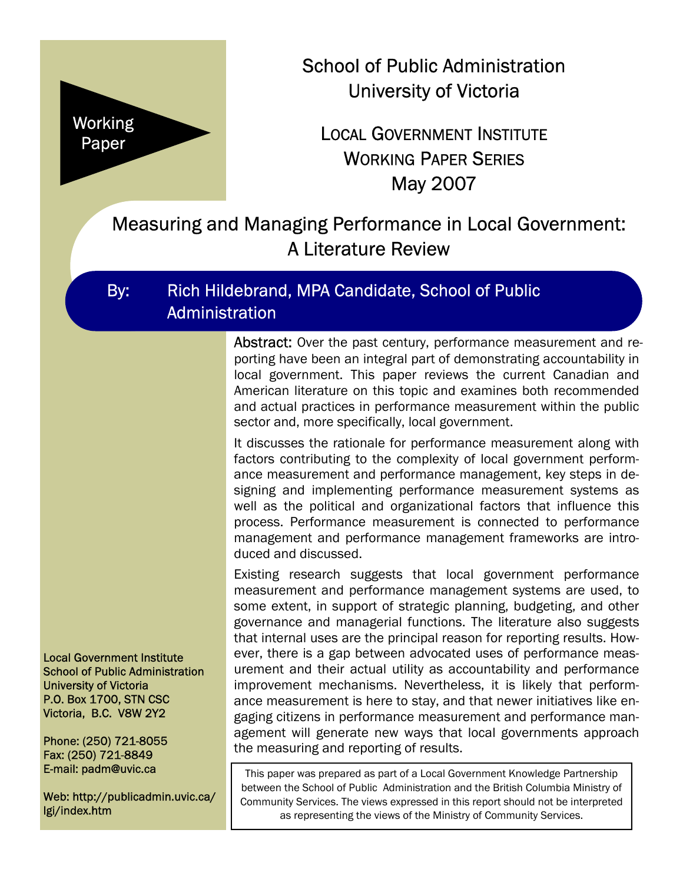Working Paper

School of Public Administration
University of Victoria

LOCAL GOVERNMENT INSTITUTE
WORKING PAPER SERIES
May 2007

# Measuring and Managing Performance in Local Government: A Literature Review

By: Rich Hildebrand, MPA Candidate, School of Public Administration

**Abstract:** Over the past century, performance measurement and reporting have been an integral part of demonstrating accountability in local government. This paper reviews the current Canadian and American literature on this topic and examines both recommended and actual practices in performance measurement within the public sector and, more specifically, local government.

It discusses the rationale for performance measurement along with factors contributing to the complexity of local government performance measurement and performance management, key steps in designing and implementing performance measurement systems as well as the political and organizational factors that influence this process. Performance measurement is connected to performance management and performance management frameworks are introduced and discussed.

Existing research suggests that local government performance measurement and performance management systems are used, to some extent, in support of strategic planning, budgeting, and other governance and managerial functions. The literature also suggests that internal uses are the principal reason for reporting results. However, there is a gap between advocated uses of performance measurement and their actual utility as accountability and performance improvement mechanisms. Nevertheless, it is likely that performance measurement is here to stay, and that newer initiatives like engaging citizens in performance measurement and performance management will generate new ways that local governments approach the measuring and reporting of results.

This paper was prepared as part of a Local Government Knowledge Partnership between the School of Public Administration and the British Columbia Ministry of Community Services. The views expressed in this report should not be interpreted as representing the views of the Ministry of Community Services.

Local Government Institute
School of Public Administration
University of Victoria
P.O. Box 1700, STN CSC
Victoria, B.C. V8W 2Y2

Phone: (250) 721-8055
Fax: (250) 721-8849
E-mail: padm@uvic.ca

Web: http://publicadmin.uvic.ca/lgi/index.htm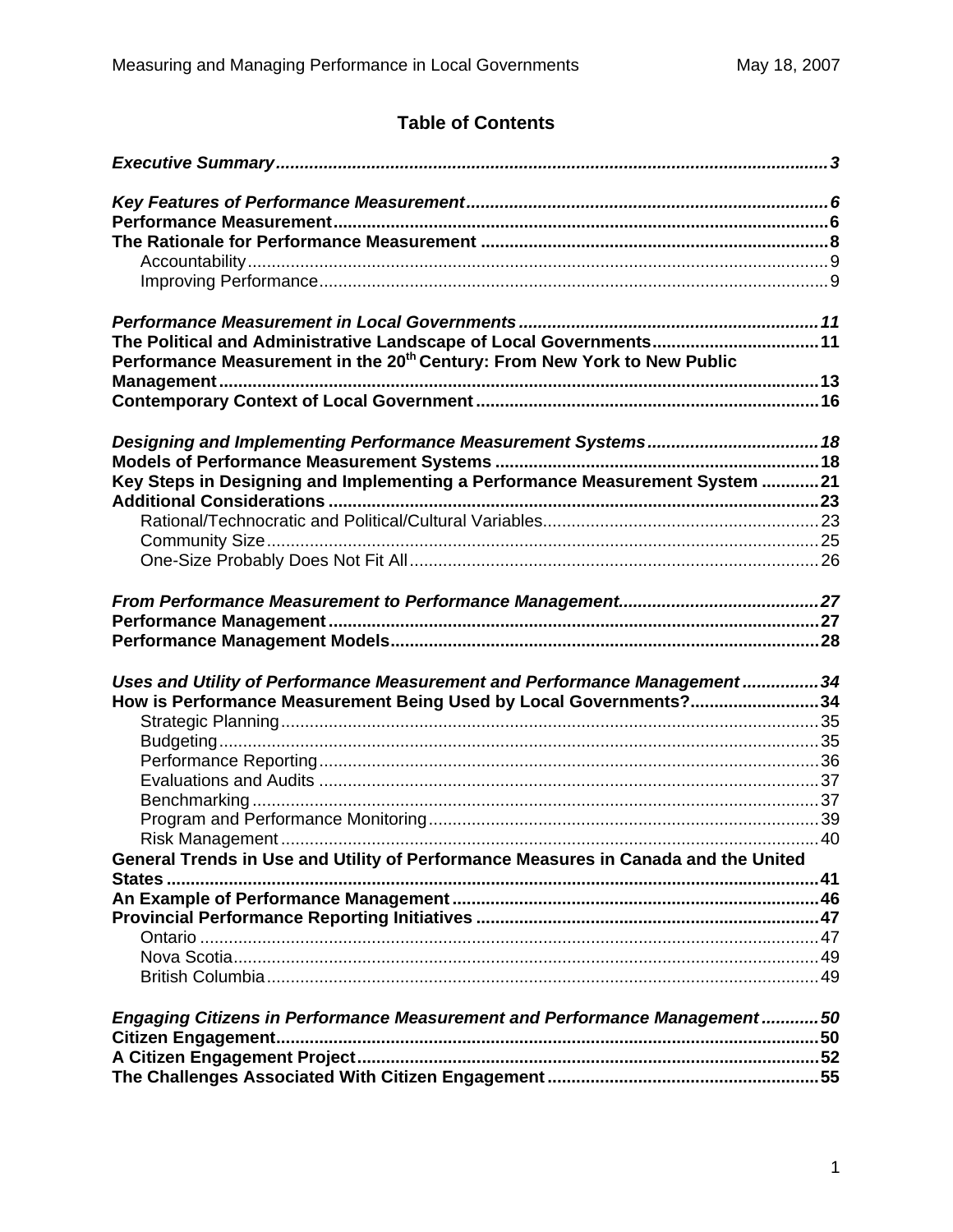# Table of Contents

***Executive Summary*** ......... ***3***

***Key Features of Performance Measurement*** ......... ***6***
**Performance Measurement** ......... **6**
**The Rationale for Performance Measurement** ......... **8**
- Accountability ......... 9
- Improving Performance ......... 9

***Performance Measurement in Local Governments*** ......... ***11***
**The Political and Administrative Landscape of Local Governments** ......... **11**
**Performance Measurement in the 20th Century: From New York to New Public Management** ......... **13**
**Contemporary Context of Local Government** ......... **16**

***Designing and Implementing Performance Measurement Systems*** ......... ***18***
**Models of Performance Measurement Systems** ......... **18**
**Key Steps in Designing and Implementing a Performance Measurement System** ......... **21**
**Additional Considerations** ......... **23**
- Rational/Technocratic and Political/Cultural Variables ......... 23
- Community Size ......... 25
- One-Size Probably Does Not Fit All ......... 26

***From Performance Measurement to Performance Management*** ......... ***27***
**Performance Management** ......... **27**
**Performance Management Models** ......... **28**

***Uses and Utility of Performance Measurement and Performance Management*** ......... ***34***
**How is Performance Measurement Being Used by Local Governments?** ......... **34**
- Strategic Planning ......... 35
- Budgeting ......... 35
- Performance Reporting ......... 36
- Evaluations and Audits ......... 37
- Benchmarking ......... 37
- Program and Performance Monitoring ......... 39
- Risk Management ......... 40

**General Trends in Use and Utility of Performance Measures in Canada and the United States** ......... **41**
**An Example of Performance Management** ......... **46**
**Provincial Performance Reporting Initiatives** ......... **47**
- Ontario ......... 47
- Nova Scotia ......... 49
- British Columbia ......... 49

***Engaging Citizens in Performance Measurement and Performance Management*** ......... ***50***
**Citizen Engagement** ......... **50**
**A Citizen Engagement Project** ......... **52**
**The Challenges Associated With Citizen Engagement** ......... **55**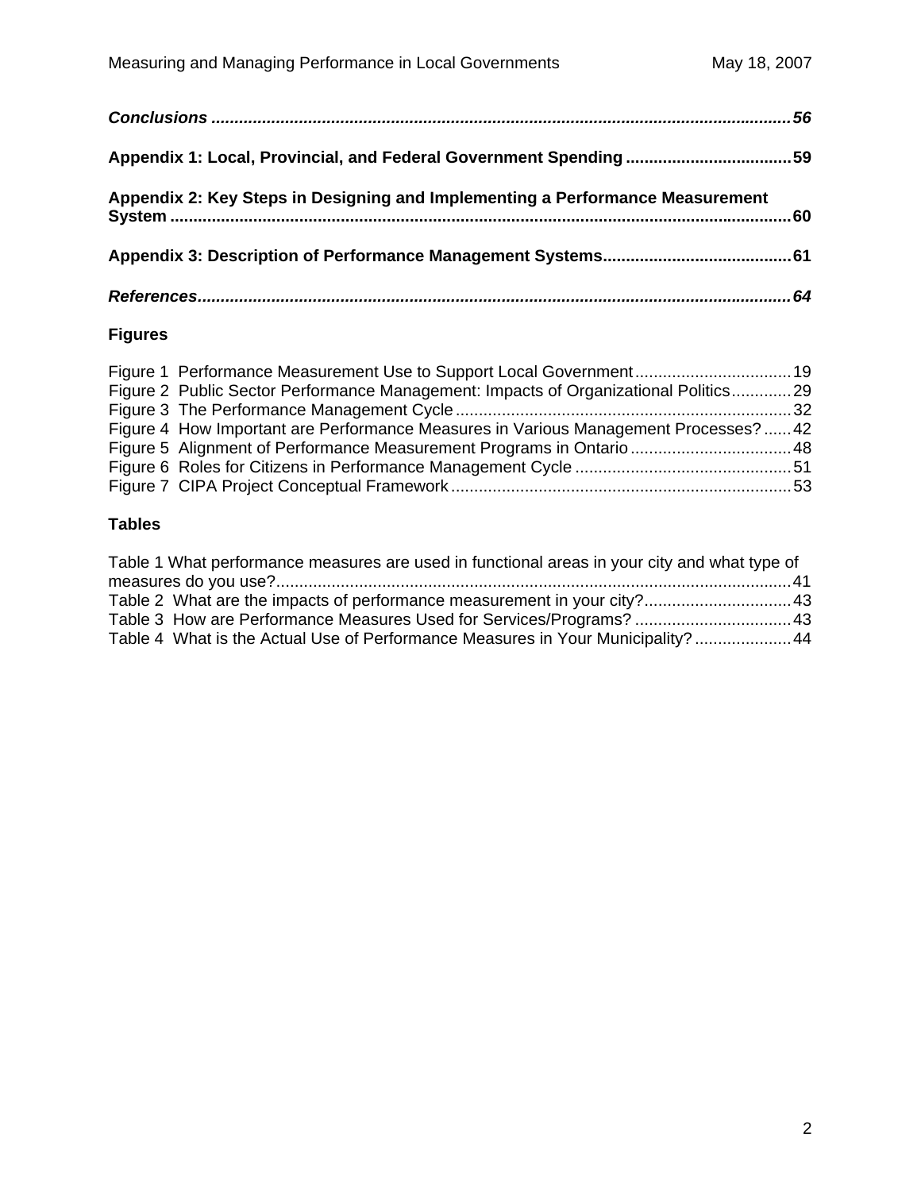***Conclusions*** ***..........................................................................................................................56***

**Appendix 1: Local, Provincial, and Federal Government Spending....................................59**

**Appendix 2: Key Steps in Designing and Implementing a Performance Measurement System.....................................................................................................................................60**

**Appendix 3: Description of Performance Management Systems........................................61**

***References................................................................................................................................64***

**Figures**

Figure 1 Performance Measurement Use to Support Local Government..................................19
Figure 2 Public Sector Performance Management: Impacts of Organizational Politics.............29
Figure 3 The Performance Management Cycle.........................................................................32
Figure 4 How Important are Performance Measures in Various Management Processes?......42
Figure 5 Alignment of Performance Measurement Programs in Ontario...................................48
Figure 6 Roles for Citizens in Performance Management Cycle ...............................................51
Figure 7 CIPA Project Conceptual Framework..........................................................................53

**Tables**

Table 1 What performance measures are used in functional areas in your city and what type of measures do you use?................................................................................................................41
Table 2 What are the impacts of performance measurement in your city?................................43
Table 3 How are Performance Measures Used for Services/Programs? ..................................43
Table 4 What is the Actual Use of Performance Measures in Your Municipality? .....................44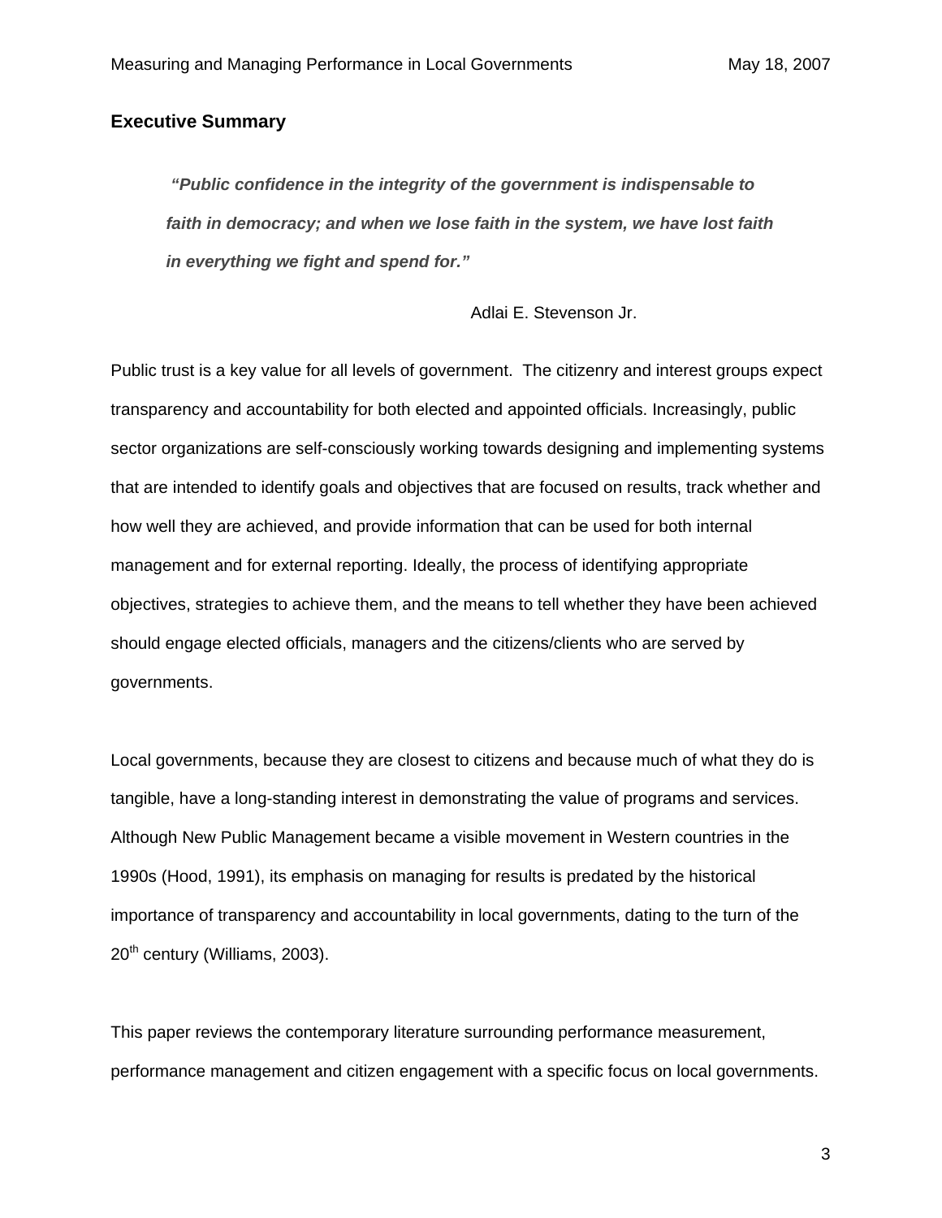## Executive Summary

> ***"Public confidence in the integrity of the government is indispensable to faith in democracy; and when we lose faith in the system, we have lost faith in everything we fight and spend for."***
>
> Adlai E. Stevenson Jr.

Public trust is a key value for all levels of government. The citizenry and interest groups expect transparency and accountability for both elected and appointed officials. Increasingly, public sector organizations are self-consciously working towards designing and implementing systems that are intended to identify goals and objectives that are focused on results, track whether and how well they are achieved, and provide information that can be used for both internal management and for external reporting. Ideally, the process of identifying appropriate objectives, strategies to achieve them, and the means to tell whether they have been achieved should engage elected officials, managers and the citizens/clients who are served by governments.

Local governments, because they are closest to citizens and because much of what they do is tangible, have a long-standing interest in demonstrating the value of programs and services. Although New Public Management became a visible movement in Western countries in the 1990s (Hood, 1991), its emphasis on managing for results is predated by the historical importance of transparency and accountability in local governments, dating to the turn of the 20th century (Williams, 2003).

This paper reviews the contemporary literature surrounding performance measurement, performance management and citizen engagement with a specific focus on local governments.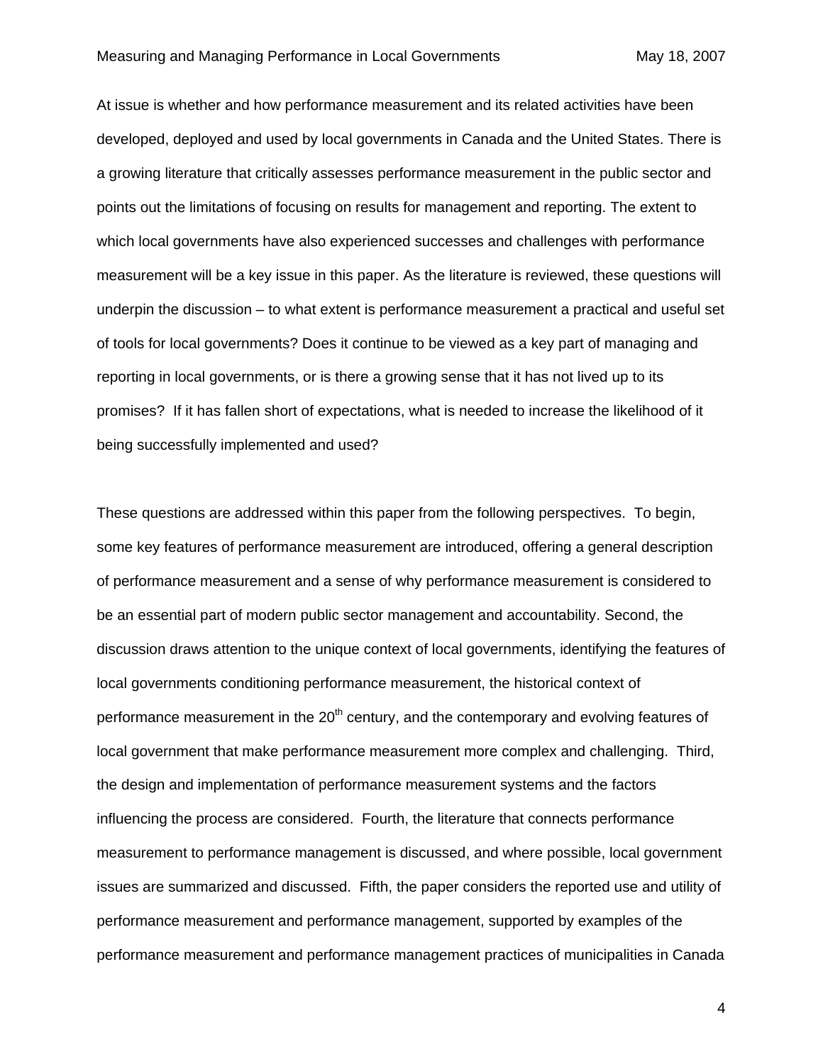At issue is whether and how performance measurement and its related activities have been developed, deployed and used by local governments in Canada and the United States. There is a growing literature that critically assesses performance measurement in the public sector and points out the limitations of focusing on results for management and reporting. The extent to which local governments have also experienced successes and challenges with performance measurement will be a key issue in this paper. As the literature is reviewed, these questions will underpin the discussion – to what extent is performance measurement a practical and useful set of tools for local governments? Does it continue to be viewed as a key part of managing and reporting in local governments, or is there a growing sense that it has not lived up to its promises? If it has fallen short of expectations, what is needed to increase the likelihood of it being successfully implemented and used?

These questions are addressed within this paper from the following perspectives. To begin, some key features of performance measurement are introduced, offering a general description of performance measurement and a sense of why performance measurement is considered to be an essential part of modern public sector management and accountability. Second, the discussion draws attention to the unique context of local governments, identifying the features of local governments conditioning performance measurement, the historical context of performance measurement in the 20th century, and the contemporary and evolving features of local government that make performance measurement more complex and challenging. Third, the design and implementation of performance measurement systems and the factors influencing the process are considered. Fourth, the literature that connects performance measurement to performance management is discussed, and where possible, local government issues are summarized and discussed. Fifth, the paper considers the reported use and utility of performance measurement and performance management, supported by examples of the performance measurement and performance management practices of municipalities in Canada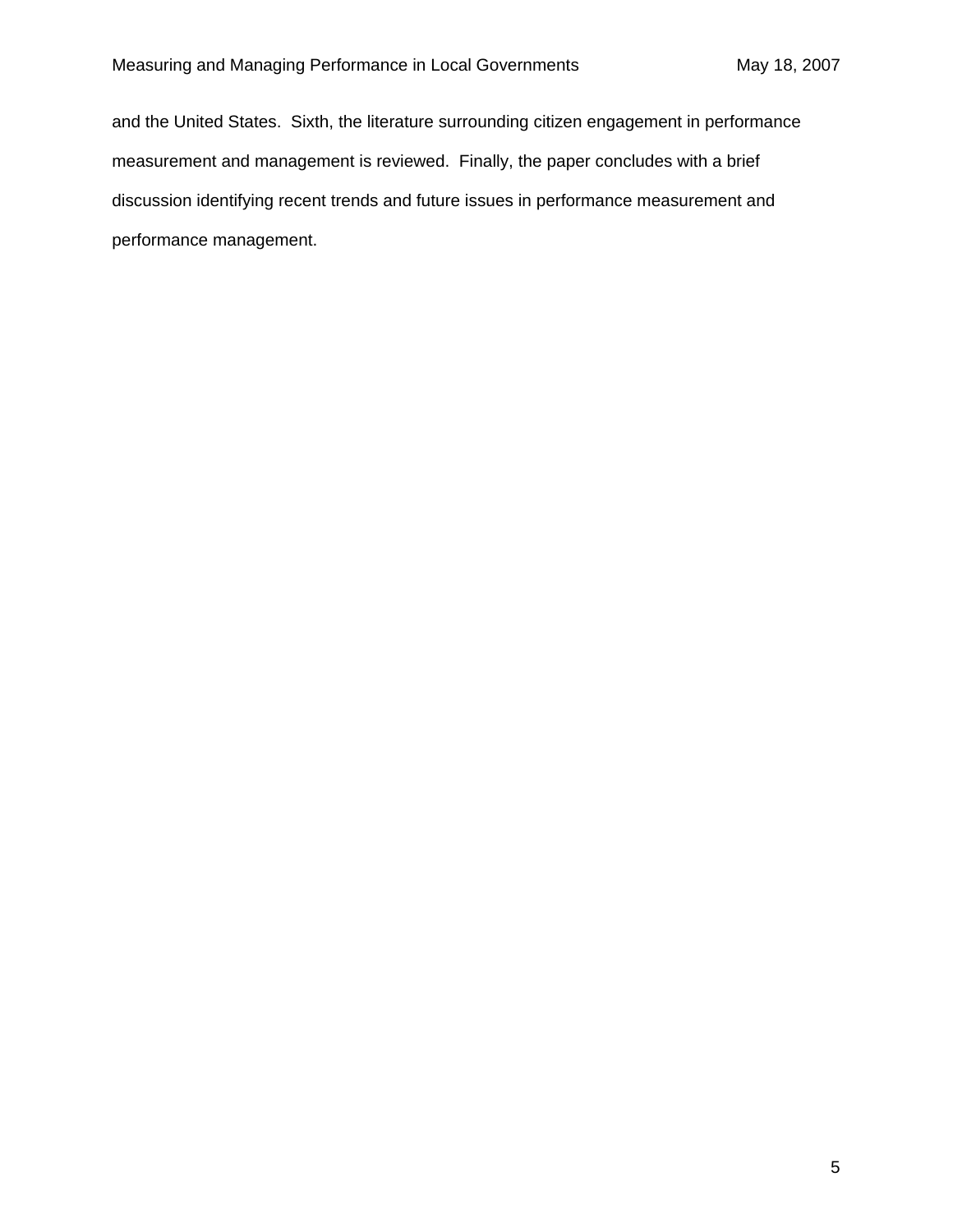and the United States. Sixth, the literature surrounding citizen engagement in performance measurement and management is reviewed. Finally, the paper concludes with a brief discussion identifying recent trends and future issues in performance measurement and performance management.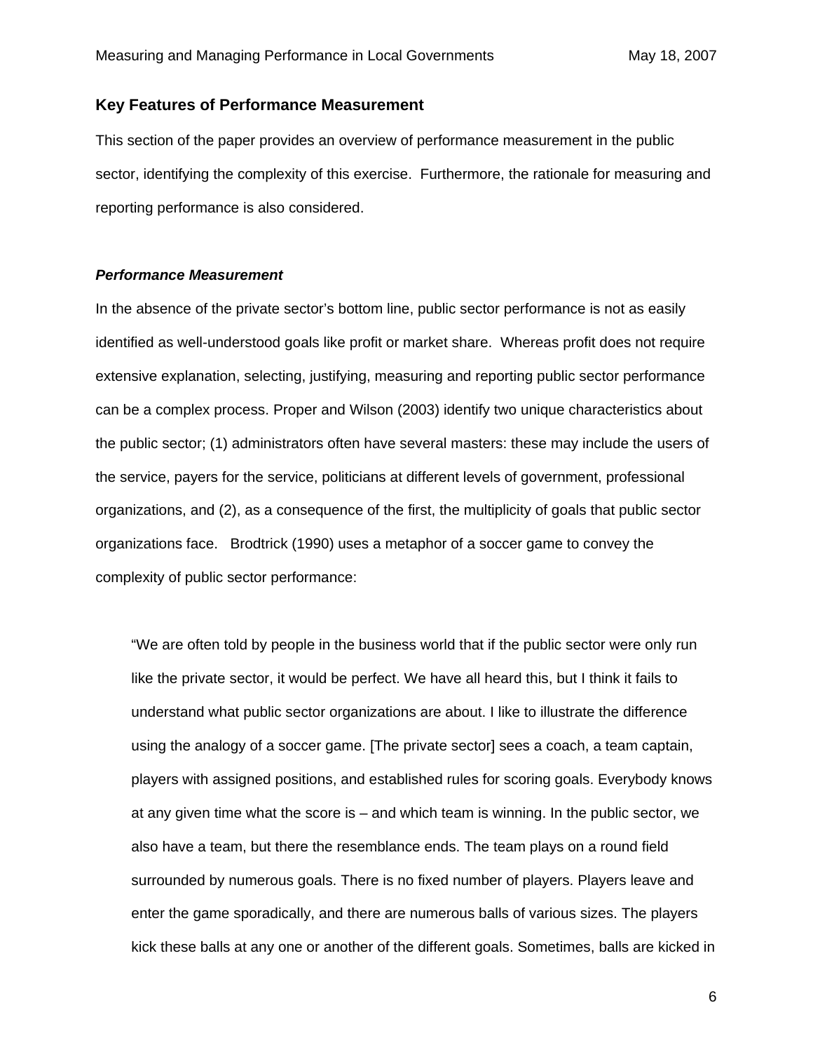## Key Features of Performance Measurement

This section of the paper provides an overview of performance measurement in the public sector, identifying the complexity of this exercise. Furthermore, the rationale for measuring and reporting performance is also considered.

### *Performance Measurement*

In the absence of the private sector's bottom line, public sector performance is not as easily identified as well-understood goals like profit or market share. Whereas profit does not require extensive explanation, selecting, justifying, measuring and reporting public sector performance can be a complex process. Proper and Wilson (2003) identify two unique characteristics about the public sector; (1) administrators often have several masters: these may include the users of the service, payers for the service, politicians at different levels of government, professional organizations, and (2), as a consequence of the first, the multiplicity of goals that public sector organizations face. Brodtrick (1990) uses a metaphor of a soccer game to convey the complexity of public sector performance:

> "We are often told by people in the business world that if the public sector were only run like the private sector, it would be perfect. We have all heard this, but I think it fails to understand what public sector organizations are about. I like to illustrate the difference using the analogy of a soccer game. [The private sector] sees a coach, a team captain, players with assigned positions, and established rules for scoring goals. Everybody knows at any given time what the score is – and which team is winning. In the public sector, we also have a team, but there the resemblance ends. The team plays on a round field surrounded by numerous goals. There is no fixed number of players. Players leave and enter the game sporadically, and there are numerous balls of various sizes. The players kick these balls at any one or another of the different goals. Sometimes, balls are kicked in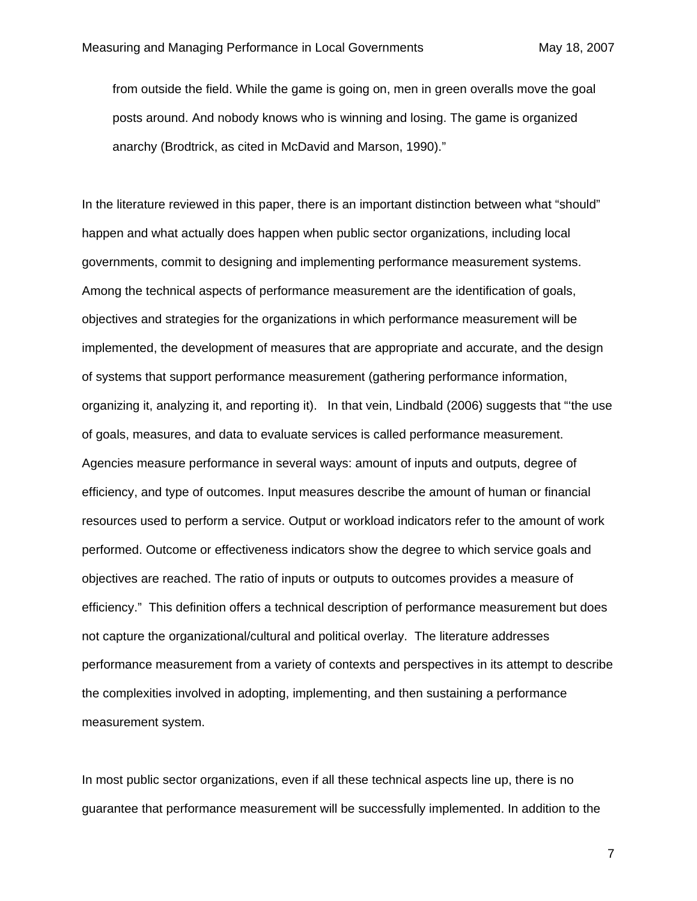from outside the field. While the game is going on, men in green overalls move the goal posts around. And nobody knows who is winning and losing. The game is organized anarchy (Brodtrick, as cited in McDavid and Marson, 1990)."

In the literature reviewed in this paper, there is an important distinction between what "should" happen and what actually does happen when public sector organizations, including local governments, commit to designing and implementing performance measurement systems. Among the technical aspects of performance measurement are the identification of goals, objectives and strategies for the organizations in which performance measurement will be implemented, the development of measures that are appropriate and accurate, and the design of systems that support performance measurement (gathering performance information, organizing it, analyzing it, and reporting it). In that vein, Lindbald (2006) suggests that "'the use of goals, measures, and data to evaluate services is called performance measurement. Agencies measure performance in several ways: amount of inputs and outputs, degree of efficiency, and type of outcomes. Input measures describe the amount of human or financial resources used to perform a service. Output or workload indicators refer to the amount of work performed. Outcome or effectiveness indicators show the degree to which service goals and objectives are reached. The ratio of inputs or outputs to outcomes provides a measure of efficiency." This definition offers a technical description of performance measurement but does not capture the organizational/cultural and political overlay. The literature addresses performance measurement from a variety of contexts and perspectives in its attempt to describe the complexities involved in adopting, implementing, and then sustaining a performance measurement system.

In most public sector organizations, even if all these technical aspects line up, there is no guarantee that performance measurement will be successfully implemented. In addition to the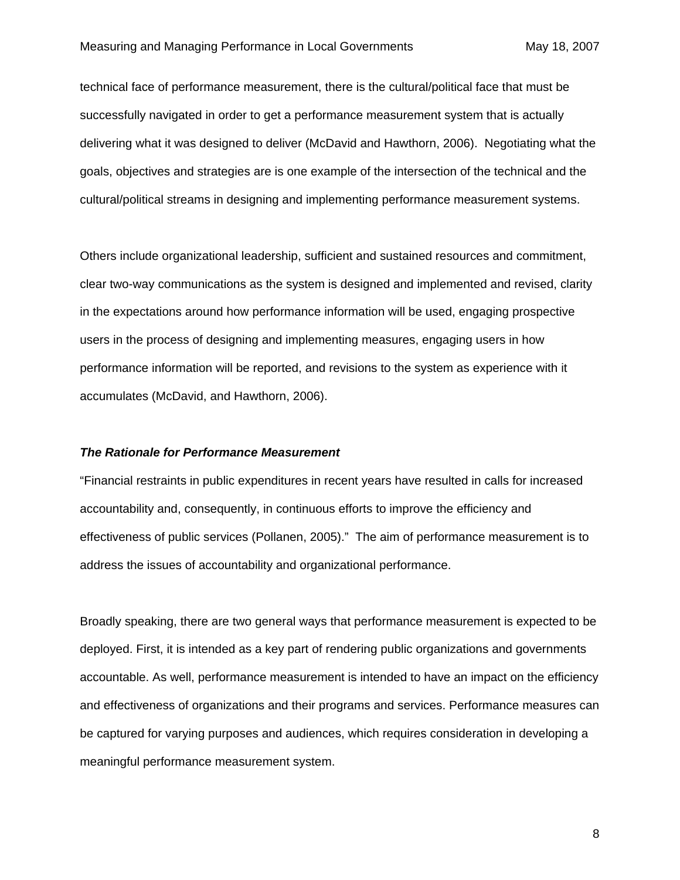technical face of performance measurement, there is the cultural/political face that must be successfully navigated in order to get a performance measurement system that is actually delivering what it was designed to deliver (McDavid and Hawthorn, 2006). Negotiating what the goals, objectives and strategies are is one example of the intersection of the technical and the cultural/political streams in designing and implementing performance measurement systems.

Others include organizational leadership, sufficient and sustained resources and commitment, clear two-way communications as the system is designed and implemented and revised, clarity in the expectations around how performance information will be used, engaging prospective users in the process of designing and implementing measures, engaging users in how performance information will be reported, and revisions to the system as experience with it accumulates (McDavid, and Hawthorn, 2006).

### ***The Rationale for Performance Measurement***

"Financial restraints in public expenditures in recent years have resulted in calls for increased accountability and, consequently, in continuous efforts to improve the efficiency and effectiveness of public services (Pollanen, 2005)." The aim of performance measurement is to address the issues of accountability and organizational performance.

Broadly speaking, there are two general ways that performance measurement is expected to be deployed. First, it is intended as a key part of rendering public organizations and governments accountable. As well, performance measurement is intended to have an impact on the efficiency and effectiveness of organizations and their programs and services. Performance measures can be captured for varying purposes and audiences, which requires consideration in developing a meaningful performance measurement system.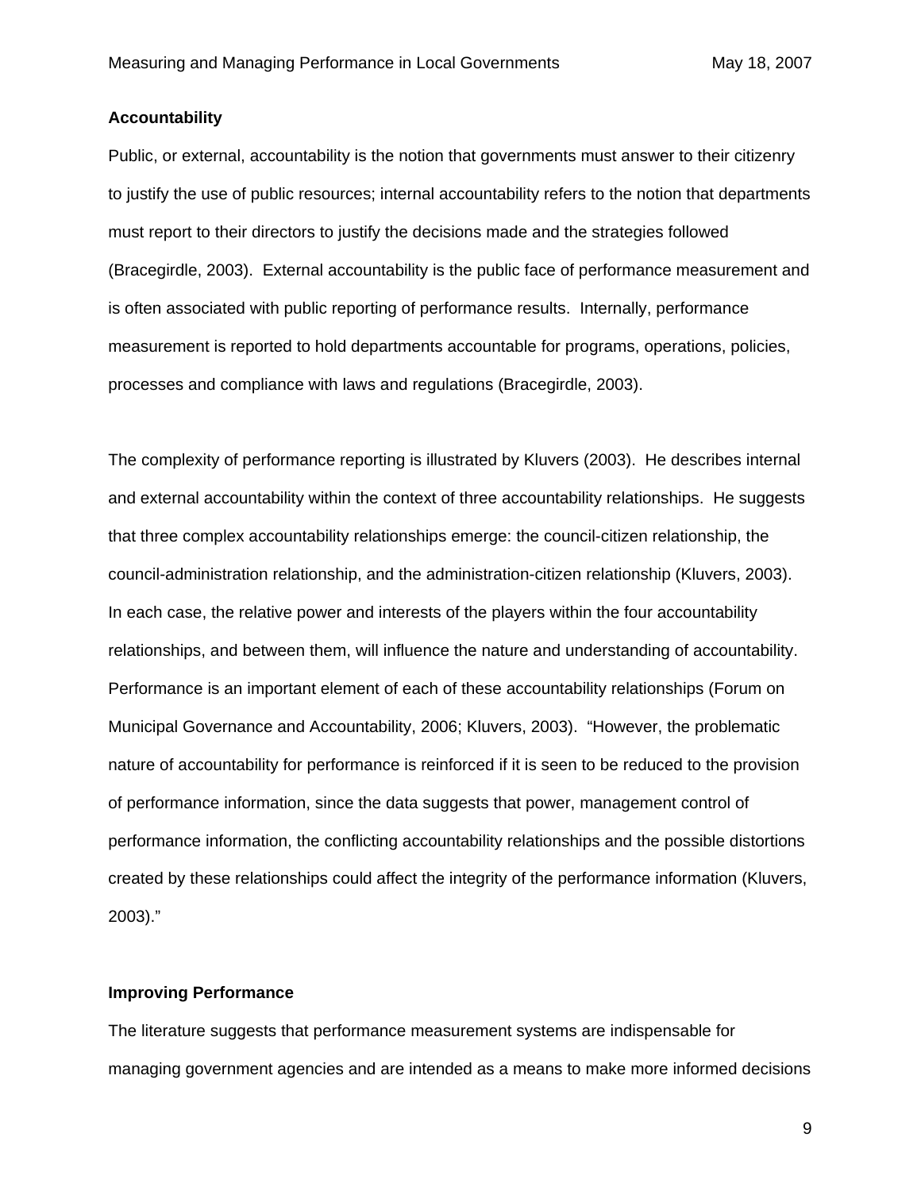**Accountability**

Public, or external, accountability is the notion that governments must answer to their citizenry to justify the use of public resources; internal accountability refers to the notion that departments must report to their directors to justify the decisions made and the strategies followed (Bracegirdle, 2003). External accountability is the public face of performance measurement and is often associated with public reporting of performance results. Internally, performance measurement is reported to hold departments accountable for programs, operations, policies, processes and compliance with laws and regulations (Bracegirdle, 2003).

The complexity of performance reporting is illustrated by Kluvers (2003). He describes internal and external accountability within the context of three accountability relationships. He suggests that three complex accountability relationships emerge: the council-citizen relationship, the council-administration relationship, and the administration-citizen relationship (Kluvers, 2003). In each case, the relative power and interests of the players within the four accountability relationships, and between them, will influence the nature and understanding of accountability. Performance is an important element of each of these accountability relationships (Forum on Municipal Governance and Accountability, 2006; Kluvers, 2003). "However, the problematic nature of accountability for performance is reinforced if it is seen to be reduced to the provision of performance information, since the data suggests that power, management control of performance information, the conflicting accountability relationships and the possible distortions created by these relationships could affect the integrity of the performance information (Kluvers, 2003)."

**Improving Performance**

The literature suggests that performance measurement systems are indispensable for managing government agencies and are intended as a means to make more informed decisions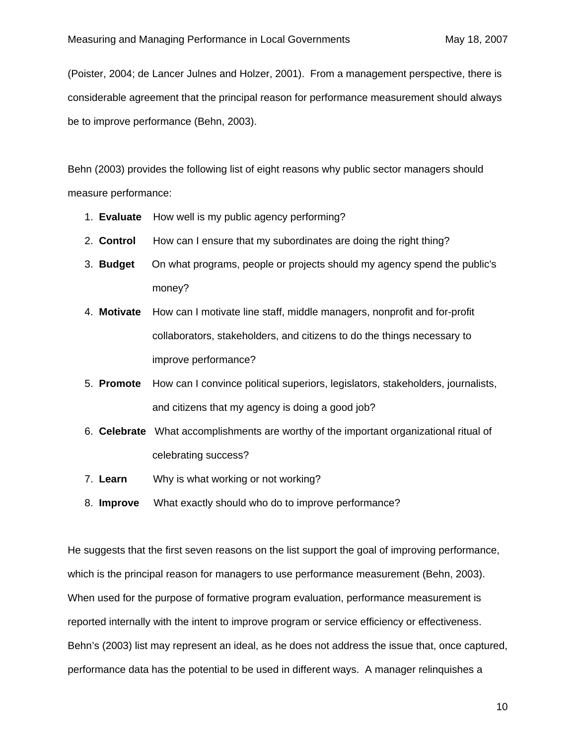(Poister, 2004; de Lancer Julnes and Holzer, 2001). From a management perspective, there is considerable agreement that the principal reason for performance measurement should always be to improve performance (Behn, 2003).

Behn (2003) provides the following list of eight reasons why public sector managers should measure performance:

1. **Evaluate** How well is my public agency performing?
2. **Control** How can I ensure that my subordinates are doing the right thing?
3. **Budget** On what programs, people or projects should my agency spend the public's money?
4. **Motivate** How can I motivate line staff, middle managers, nonprofit and for-profit collaborators, stakeholders, and citizens to do the things necessary to improve performance?
5. **Promote** How can I convince political superiors, legislators, stakeholders, journalists, and citizens that my agency is doing a good job?
6. **Celebrate** What accomplishments are worthy of the important organizational ritual of celebrating success?
7. **Learn** Why is what working or not working?
8. **Improve** What exactly should who do to improve performance?

He suggests that the first seven reasons on the list support the goal of improving performance, which is the principal reason for managers to use performance measurement (Behn, 2003). When used for the purpose of formative program evaluation, performance measurement is reported internally with the intent to improve program or service efficiency or effectiveness. Behn's (2003) list may represent an ideal, as he does not address the issue that, once captured, performance data has the potential to be used in different ways. A manager relinquishes a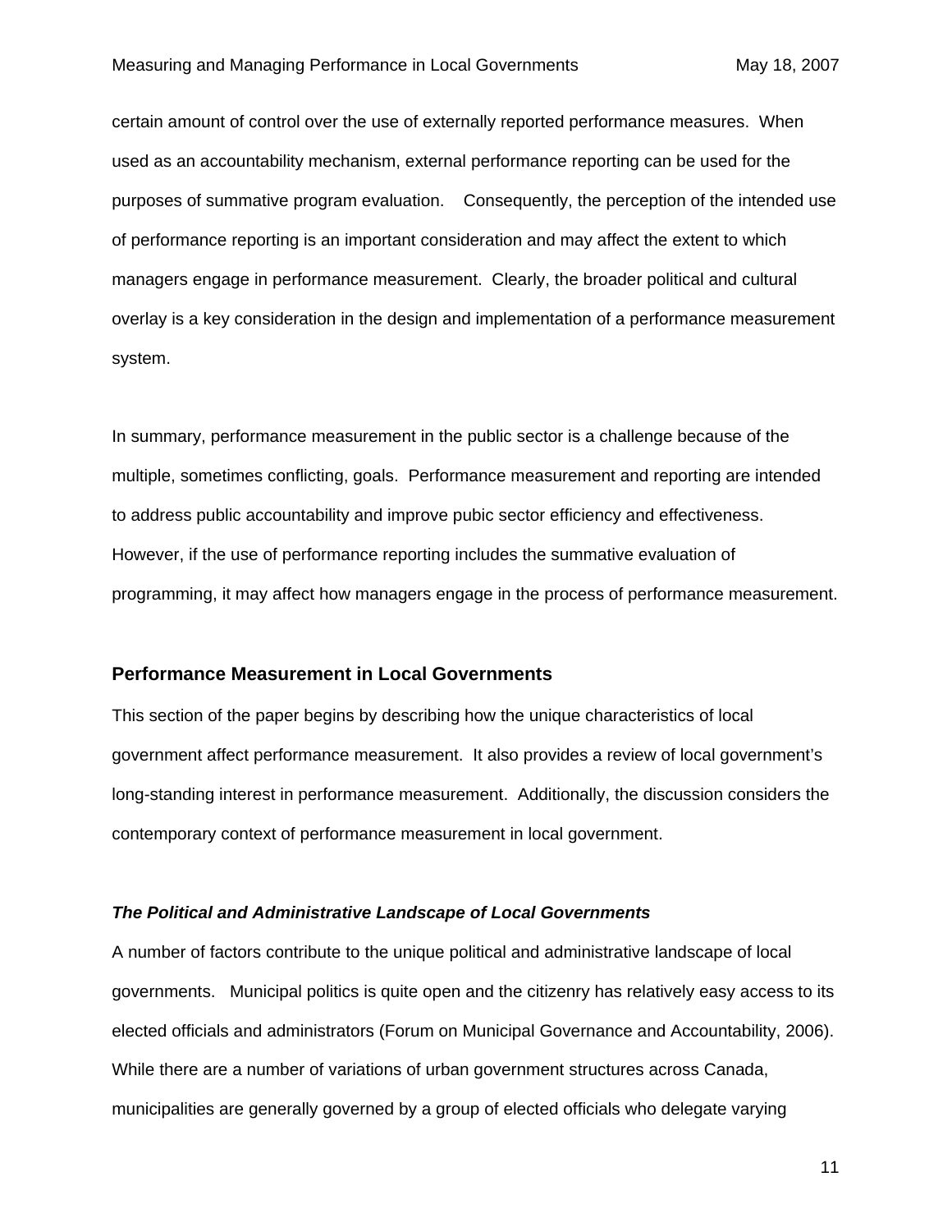certain amount of control over the use of externally reported performance measures. When used as an accountability mechanism, external performance reporting can be used for the purposes of summative program evaluation. Consequently, the perception of the intended use of performance reporting is an important consideration and may affect the extent to which managers engage in performance measurement. Clearly, the broader political and cultural overlay is a key consideration in the design and implementation of a performance measurement system.

In summary, performance measurement in the public sector is a challenge because of the multiple, sometimes conflicting, goals. Performance measurement and reporting are intended to address public accountability and improve pubic sector efficiency and effectiveness. However, if the use of performance reporting includes the summative evaluation of programming, it may affect how managers engage in the process of performance measurement.

## Performance Measurement in Local Governments

This section of the paper begins by describing how the unique characteristics of local government affect performance measurement. It also provides a review of local government's long-standing interest in performance measurement. Additionally, the discussion considers the contemporary context of performance measurement in local government.

### *The Political and Administrative Landscape of Local Governments*

A number of factors contribute to the unique political and administrative landscape of local governments. Municipal politics is quite open and the citizenry has relatively easy access to its elected officials and administrators (Forum on Municipal Governance and Accountability, 2006). While there are a number of variations of urban government structures across Canada, municipalities are generally governed by a group of elected officials who delegate varying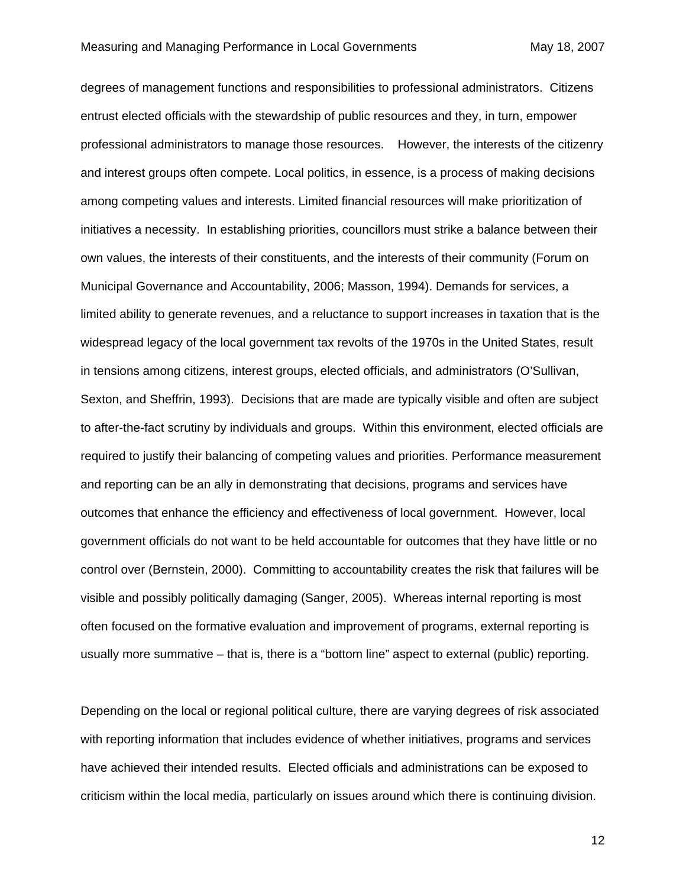degrees of management functions and responsibilities to professional administrators. Citizens entrust elected officials with the stewardship of public resources and they, in turn, empower professional administrators to manage those resources. However, the interests of the citizenry and interest groups often compete. Local politics, in essence, is a process of making decisions among competing values and interests. Limited financial resources will make prioritization of initiatives a necessity. In establishing priorities, councillors must strike a balance between their own values, the interests of their constituents, and the interests of their community (Forum on Municipal Governance and Accountability, 2006; Masson, 1994). Demands for services, a limited ability to generate revenues, and a reluctance to support increases in taxation that is the widespread legacy of the local government tax revolts of the 1970s in the United States, result in tensions among citizens, interest groups, elected officials, and administrators (O'Sullivan, Sexton, and Sheffrin, 1993). Decisions that are made are typically visible and often are subject to after-the-fact scrutiny by individuals and groups. Within this environment, elected officials are required to justify their balancing of competing values and priorities. Performance measurement and reporting can be an ally in demonstrating that decisions, programs and services have outcomes that enhance the efficiency and effectiveness of local government. However, local government officials do not want to be held accountable for outcomes that they have little or no control over (Bernstein, 2000). Committing to accountability creates the risk that failures will be visible and possibly politically damaging (Sanger, 2005). Whereas internal reporting is most often focused on the formative evaluation and improvement of programs, external reporting is usually more summative – that is, there is a "bottom line" aspect to external (public) reporting.

Depending on the local or regional political culture, there are varying degrees of risk associated with reporting information that includes evidence of whether initiatives, programs and services have achieved their intended results. Elected officials and administrations can be exposed to criticism within the local media, particularly on issues around which there is continuing division.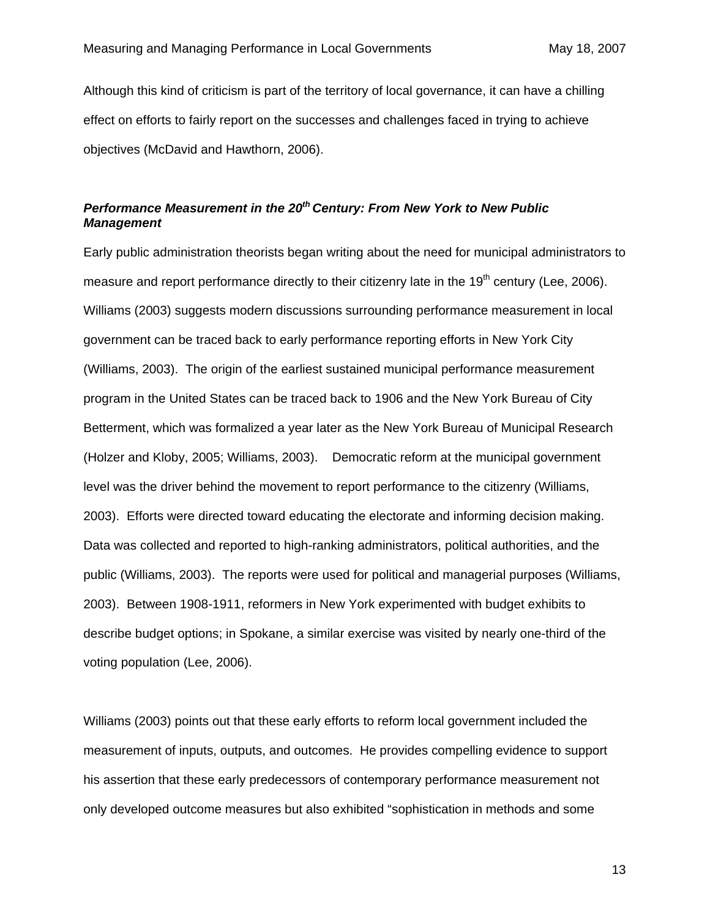Although this kind of criticism is part of the territory of local governance, it can have a chilling effect on efforts to fairly report on the successes and challenges faced in trying to achieve objectives (McDavid and Hawthorn, 2006).

***Performance Measurement in the 20th Century: From New York to New Public Management***

Early public administration theorists began writing about the need for municipal administrators to measure and report performance directly to their citizenry late in the 19th century (Lee, 2006). Williams (2003) suggests modern discussions surrounding performance measurement in local government can be traced back to early performance reporting efforts in New York City (Williams, 2003). The origin of the earliest sustained municipal performance measurement program in the United States can be traced back to 1906 and the New York Bureau of City Betterment, which was formalized a year later as the New York Bureau of Municipal Research (Holzer and Kloby, 2005; Williams, 2003). Democratic reform at the municipal government level was the driver behind the movement to report performance to the citizenry (Williams, 2003). Efforts were directed toward educating the electorate and informing decision making. Data was collected and reported to high-ranking administrators, political authorities, and the public (Williams, 2003). The reports were used for political and managerial purposes (Williams, 2003). Between 1908-1911, reformers in New York experimented with budget exhibits to describe budget options; in Spokane, a similar exercise was visited by nearly one-third of the voting population (Lee, 2006).

Williams (2003) points out that these early efforts to reform local government included the measurement of inputs, outputs, and outcomes. He provides compelling evidence to support his assertion that these early predecessors of contemporary performance measurement not only developed outcome measures but also exhibited "sophistication in methods and some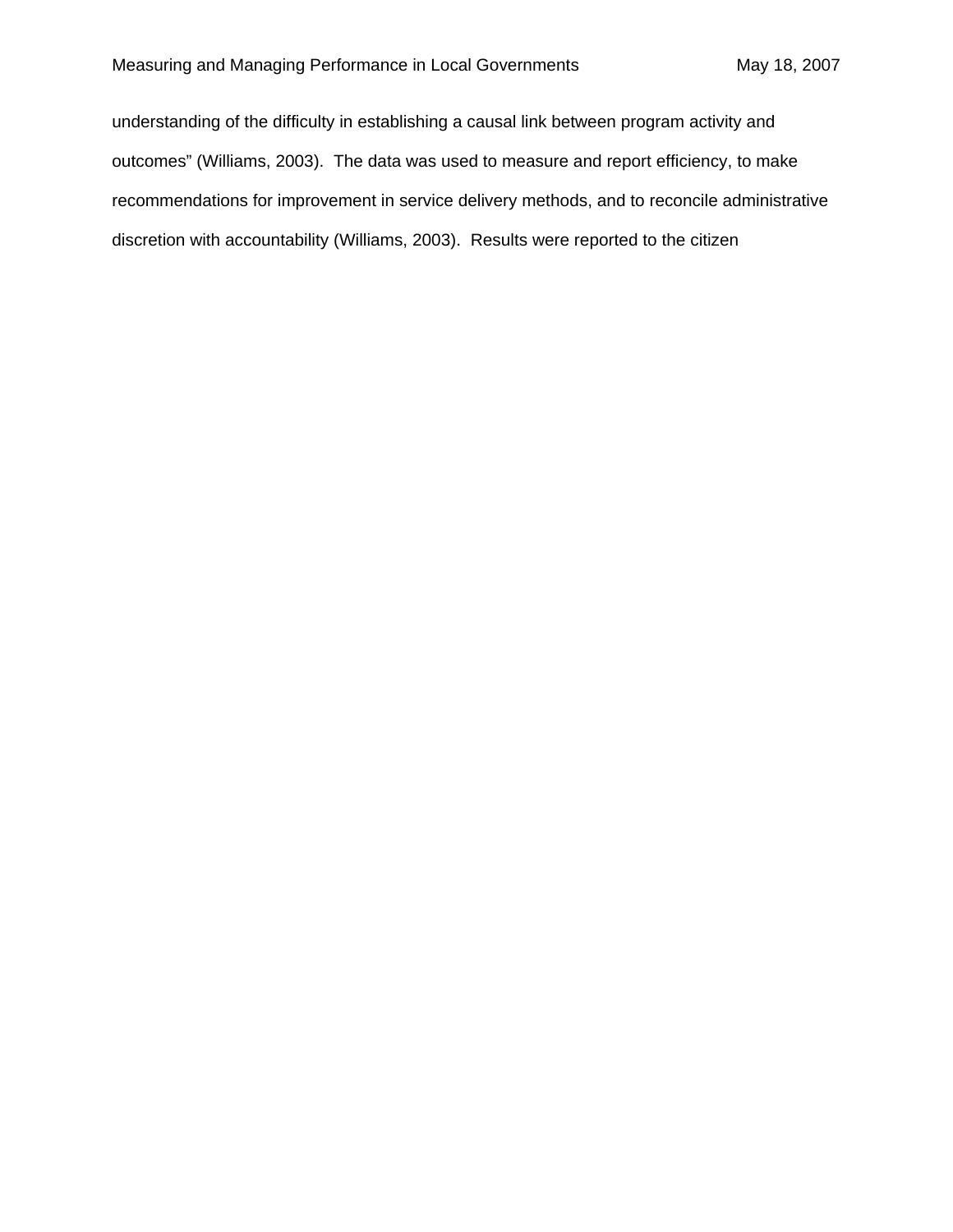understanding of the difficulty in establishing a causal link between program activity and outcomes" (Williams, 2003). The data was used to measure and report efficiency, to make recommendations for improvement in service delivery methods, and to reconcile administrative discretion with accountability (Williams, 2003). Results were reported to the citizen